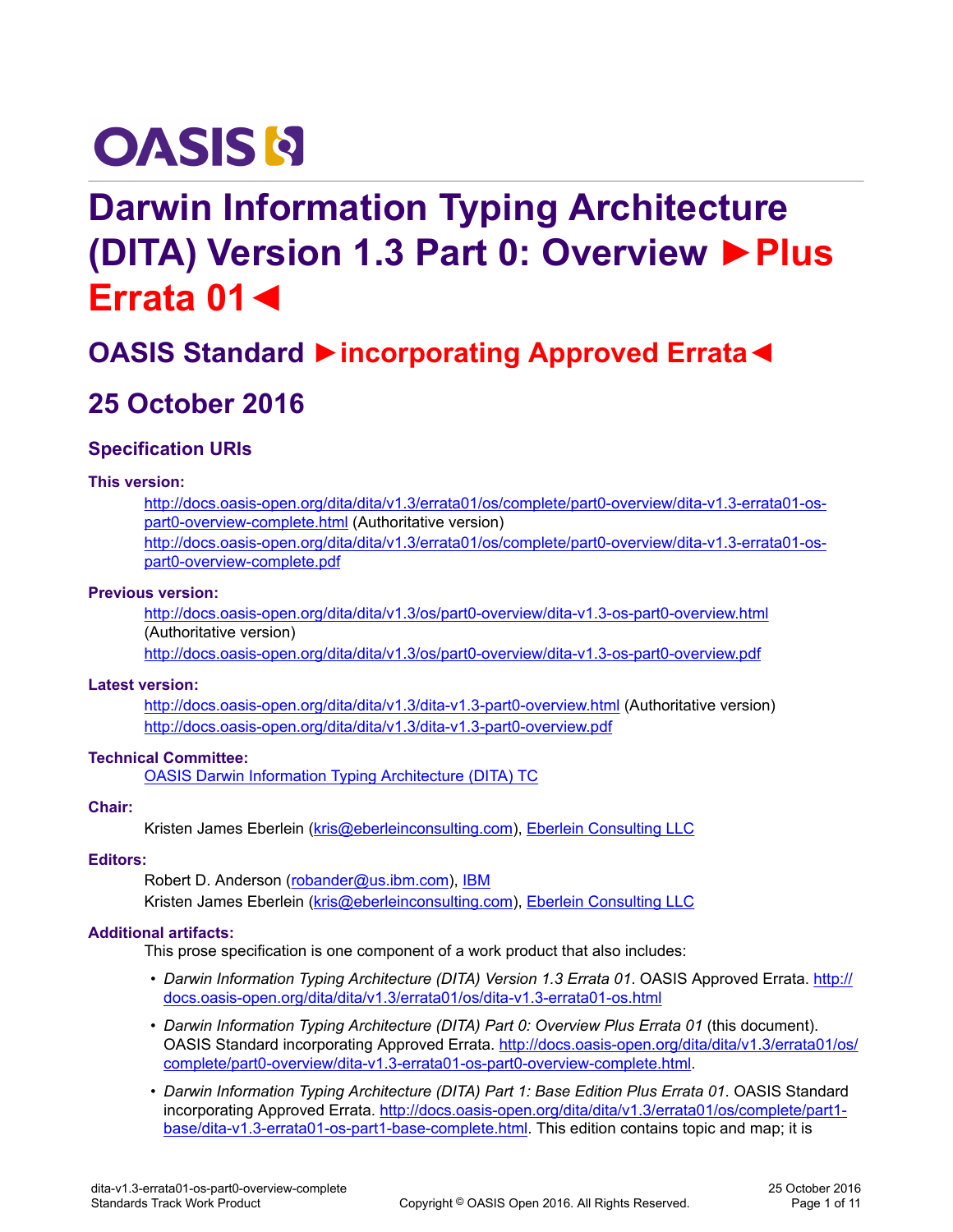OASIS

# Darwin Information Typing Architecture (DITA) Version 1.3 Part 0: Overview ►Plus Errata 01◄

## OASIS Standard ►incorporating Approved Errata◄

## 25 October 2016

### Specification URIs

**This version:**

http://docs.oasis-open.org/dita/dita/v1.3/errata01/os/complete/part0-overview/dita-v1.3-errata01-os-part0-overview-complete.html (Authoritative version)

http://docs.oasis-open.org/dita/dita/v1.3/errata01/os/complete/part0-overview/dita-v1.3-errata01-os-part0-overview-complete.pdf

**Previous version:**

http://docs.oasis-open.org/dita/dita/v1.3/os/part0-overview/dita-v1.3-os-part0-overview.html (Authoritative version)

http://docs.oasis-open.org/dita/dita/v1.3/os/part0-overview/dita-v1.3-os-part0-overview.pdf

**Latest version:**

http://docs.oasis-open.org/dita/dita/v1.3/dita-v1.3-part0-overview.html (Authoritative version)

http://docs.oasis-open.org/dita/dita/v1.3/dita-v1.3-part0-overview.pdf

**Technical Committee:**

OASIS Darwin Information Typing Architecture (DITA) TC

**Chair:**

Kristen James Eberlein (kris@eberleinconsulting.com), Eberlein Consulting LLC

**Editors:**

Robert D. Anderson (robander@us.ibm.com), IBM

Kristen James Eberlein (kris@eberleinconsulting.com), Eberlein Consulting LLC

**Additional artifacts:**

This prose specification is one component of a work product that also includes:

- *Darwin Information Typing Architecture (DITA) Version 1.3 Errata 01*. OASIS Approved Errata. http://docs.oasis-open.org/dita/dita/v1.3/errata01/os/dita-v1.3-errata01-os.html
- *Darwin Information Typing Architecture (DITA) Part 0: Overview Plus Errata 01* (this document). OASIS Standard incorporating Approved Errata. http://docs.oasis-open.org/dita/dita/v1.3/errata01/os/complete/part0-overview/dita-v1.3-errata01-os-part0-overview-complete.html.
- *Darwin Information Typing Architecture (DITA) Part 1: Base Edition Plus Errata 01*. OASIS Standard incorporating Approved Errata. http://docs.oasis-open.org/dita/dita/v1.3/errata01/os/complete/part1-base/dita-v1.3-errata01-os-part1-base-complete.html. This edition contains topic and map; it is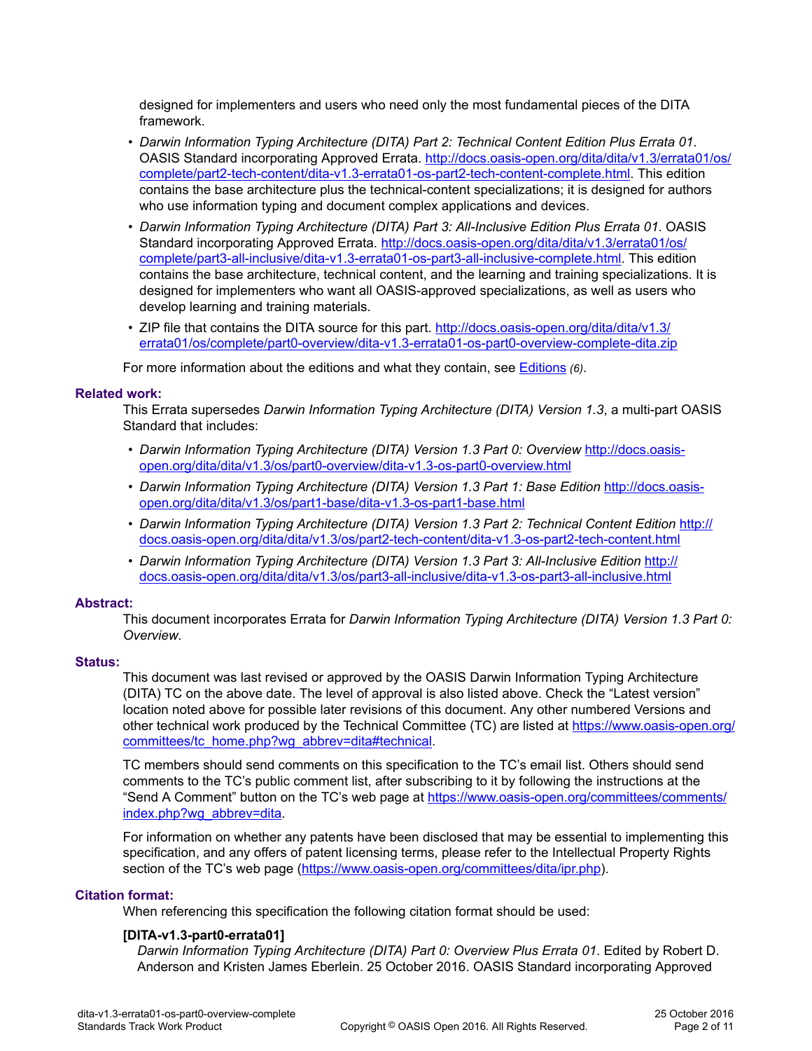designed for implementers and users who need only the most fundamental pieces of the DITA framework.

- *Darwin Information Typing Architecture (DITA) Part 2: Technical Content Edition Plus Errata 01*. OASIS Standard incorporating Approved Errata. [http://docs.oasis-open.org/dita/dita/v1.3/errata01/os/complete/part2-tech-content/dita-v1.3-errata01-os-part2-tech-content-complete.html](http://docs.oasis-open.org/dita/dita/v1.3/errata01/os/complete/part2-tech-content/dita-v1.3-errata01-os-part2-tech-content-complete.html). This edition contains the base architecture plus the technical-content specializations; it is designed for authors who use information typing and document complex applications and devices.
- *Darwin Information Typing Architecture (DITA) Part 3: All-Inclusive Edition Plus Errata 01*. OASIS Standard incorporating Approved Errata. [http://docs.oasis-open.org/dita/dita/v1.3/errata01/os/complete/part3-all-inclusive/dita-v1.3-errata01-os-part3-all-inclusive-complete.html](http://docs.oasis-open.org/dita/dita/v1.3/errata01/os/complete/part3-all-inclusive/dita-v1.3-errata01-os-part3-all-inclusive-complete.html). This edition contains the base architecture, technical content, and the learning and training specializations. It is designed for implementers who want all OASIS-approved specializations, as well as users who develop learning and training materials.
- ZIP file that contains the DITA source for this part. [http://docs.oasis-open.org/dita/dita/v1.3/errata01/os/complete/part0-overview/dita-v1.3-errata01-os-part0-overview-complete-dita.zip](http://docs.oasis-open.org/dita/dita/v1.3/errata01/os/complete/part0-overview/dita-v1.3-errata01-os-part0-overview-complete-dita.zip)

For more information about the editions and what they contain, see Editions *(6)*.

**Related work:**

This Errata supersedes *Darwin Information Typing Architecture (DITA) Version 1.3*, a multi-part OASIS Standard that includes:

- *Darwin Information Typing Architecture (DITA) Version 1.3 Part 0: Overview* [http://docs.oasis-open.org/dita/dita/v1.3/os/part0-overview/dita-v1.3-os-part0-overview.html](http://docs.oasis-open.org/dita/dita/v1.3/os/part0-overview/dita-v1.3-os-part0-overview.html)
- *Darwin Information Typing Architecture (DITA) Version 1.3 Part 1: Base Edition* [http://docs.oasis-open.org/dita/dita/v1.3/os/part1-base/dita-v1.3-os-part1-base.html](http://docs.oasis-open.org/dita/dita/v1.3/os/part1-base/dita-v1.3-os-part1-base.html)
- *Darwin Information Typing Architecture (DITA) Version 1.3 Part 2: Technical Content Edition* [http://docs.oasis-open.org/dita/dita/v1.3/os/part2-tech-content/dita-v1.3-os-part2-tech-content.html](http://docs.oasis-open.org/dita/dita/v1.3/os/part2-tech-content/dita-v1.3-os-part2-tech-content.html)
- *Darwin Information Typing Architecture (DITA) Version 1.3 Part 3: All-Inclusive Edition* [http://docs.oasis-open.org/dita/dita/v1.3/os/part3-all-inclusive/dita-v1.3-os-part3-all-inclusive.html](http://docs.oasis-open.org/dita/dita/v1.3/os/part3-all-inclusive/dita-v1.3-os-part3-all-inclusive.html)

**Abstract:**

This document incorporates Errata for *Darwin Information Typing Architecture (DITA) Version 1.3 Part 0: Overview*.

**Status:**

This document was last revised or approved by the OASIS Darwin Information Typing Architecture (DITA) TC on the above date. The level of approval is also listed above. Check the "Latest version" location noted above for possible later revisions of this document. Any other numbered Versions and other technical work produced by the Technical Committee (TC) are listed at [https://www.oasis-open.org/committees/tc_home.php?wg_abbrev=dita#technical](https://www.oasis-open.org/committees/tc_home.php?wg_abbrev=dita#technical).

TC members should send comments on this specification to the TC's email list. Others should send comments to the TC's public comment list, after subscribing to it by following the instructions at the "Send A Comment" button on the TC's web page at [https://www.oasis-open.org/committees/comments/index.php?wg_abbrev=dita](https://www.oasis-open.org/committees/comments/index.php?wg_abbrev=dita).

For information on whether any patents have been disclosed that may be essential to implementing this specification, and any offers of patent licensing terms, please refer to the Intellectual Property Rights section of the TC's web page ([https://www.oasis-open.org/committees/dita/ipr.php](https://www.oasis-open.org/committees/dita/ipr.php)).

**Citation format:**

When referencing this specification the following citation format should be used:

**[DITA-v1.3-part0-errata01]**

*Darwin Information Typing Architecture (DITA) Part 0: Overview Plus Errata 01*. Edited by Robert D. Anderson and Kristen James Eberlein. 25 October 2016. OASIS Standard incorporating Approved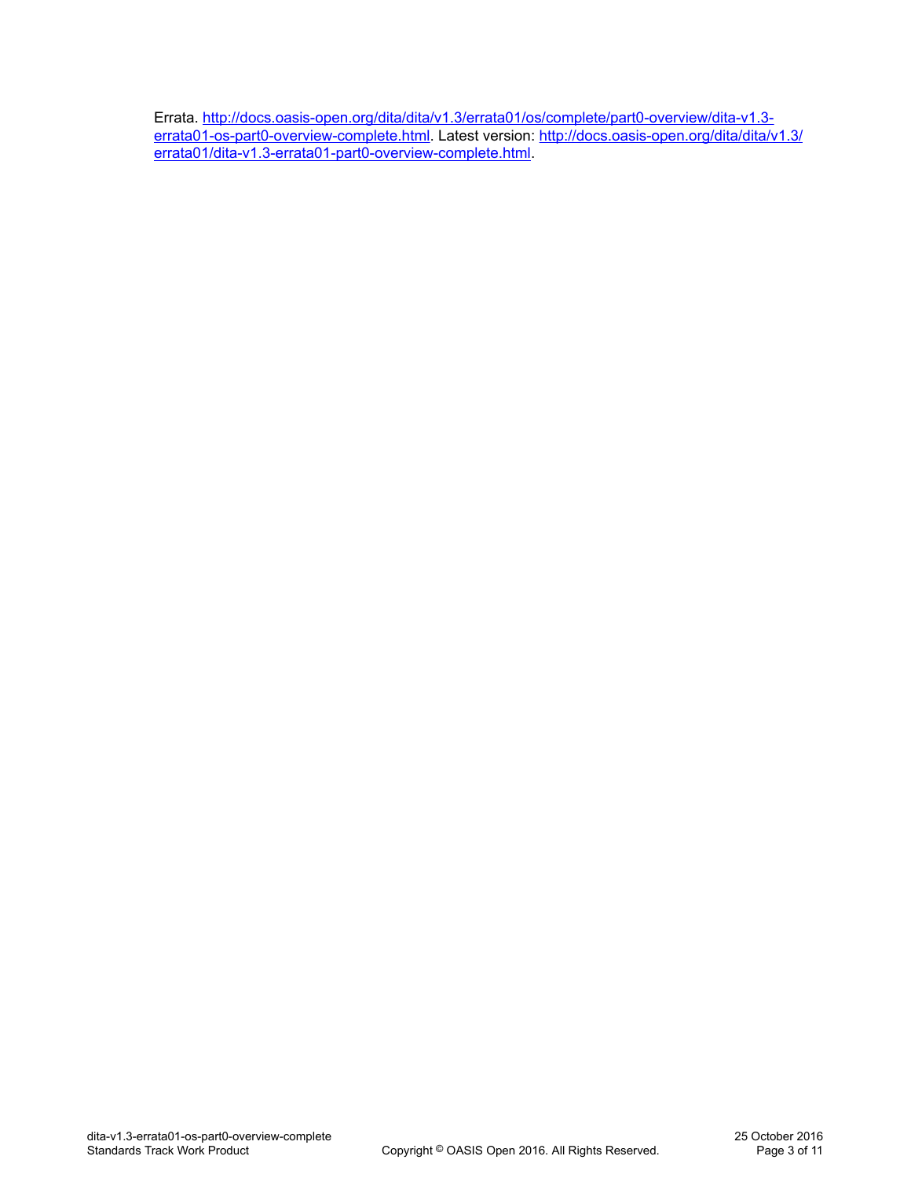Errata. [http://docs.oasis-open.org/dita/dita/v1.3/errata01/os/complete/part0-overview/dita-v1.3-errata01-os-part0-overview-complete.html](http://docs.oasis-open.org/dita/dita/v1.3/errata01/os/complete/part0-overview/dita-v1.3-errata01-os-part0-overview-complete.html). Latest version: [http://docs.oasis-open.org/dita/dita/v1.3/errata01/dita-v1.3-errata01-part0-overview-complete.html](http://docs.oasis-open.org/dita/dita/v1.3/errata01/dita-v1.3-errata01-part0-overview-complete.html).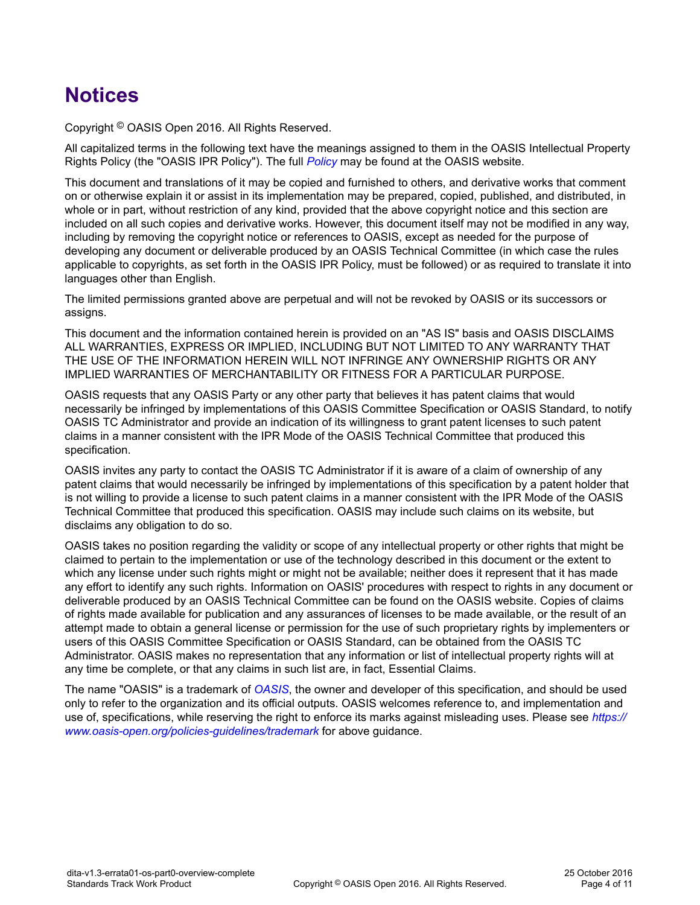# Notices

Copyright © OASIS Open 2016. All Rights Reserved.

All capitalized terms in the following text have the meanings assigned to them in the OASIS Intellectual Property Rights Policy (the "OASIS IPR Policy"). The full *Policy* may be found at the OASIS website.

This document and translations of it may be copied and furnished to others, and derivative works that comment on or otherwise explain it or assist in its implementation may be prepared, copied, published, and distributed, in whole or in part, without restriction of any kind, provided that the above copyright notice and this section are included on all such copies and derivative works. However, this document itself may not be modified in any way, including by removing the copyright notice or references to OASIS, except as needed for the purpose of developing any document or deliverable produced by an OASIS Technical Committee (in which case the rules applicable to copyrights, as set forth in the OASIS IPR Policy, must be followed) or as required to translate it into languages other than English.

The limited permissions granted above are perpetual and will not be revoked by OASIS or its successors or assigns.

This document and the information contained herein is provided on an "AS IS" basis and OASIS DISCLAIMS ALL WARRANTIES, EXPRESS OR IMPLIED, INCLUDING BUT NOT LIMITED TO ANY WARRANTY THAT THE USE OF THE INFORMATION HEREIN WILL NOT INFRINGE ANY OWNERSHIP RIGHTS OR ANY IMPLIED WARRANTIES OF MERCHANTABILITY OR FITNESS FOR A PARTICULAR PURPOSE.

OASIS requests that any OASIS Party or any other party that believes it has patent claims that would necessarily be infringed by implementations of this OASIS Committee Specification or OASIS Standard, to notify OASIS TC Administrator and provide an indication of its willingness to grant patent licenses to such patent claims in a manner consistent with the IPR Mode of the OASIS Technical Committee that produced this specification.

OASIS invites any party to contact the OASIS TC Administrator if it is aware of a claim of ownership of any patent claims that would necessarily be infringed by implementations of this specification by a patent holder that is not willing to provide a license to such patent claims in a manner consistent with the IPR Mode of the OASIS Technical Committee that produced this specification. OASIS may include such claims on its website, but disclaims any obligation to do so.

OASIS takes no position regarding the validity or scope of any intellectual property or other rights that might be claimed to pertain to the implementation or use of the technology described in this document or the extent to which any license under such rights might or might not be available; neither does it represent that it has made any effort to identify any such rights. Information on OASIS' procedures with respect to rights in any document or deliverable produced by an OASIS Technical Committee can be found on the OASIS website. Copies of claims of rights made available for publication and any assurances of licenses to be made available, or the result of an attempt made to obtain a general license or permission for the use of such proprietary rights by implementers or users of this OASIS Committee Specification or OASIS Standard, can be obtained from the OASIS TC Administrator. OASIS makes no representation that any information or list of intellectual property rights will at any time be complete, or that any claims in such list are, in fact, Essential Claims.

The name "OASIS" is a trademark of *OASIS*, the owner and developer of this specification, and should be used only to refer to the organization and its official outputs. OASIS welcomes reference to, and implementation and use of, specifications, while reserving the right to enforce its marks against misleading uses. Please see *https://www.oasis-open.org/policies-guidelines/trademark* for above guidance.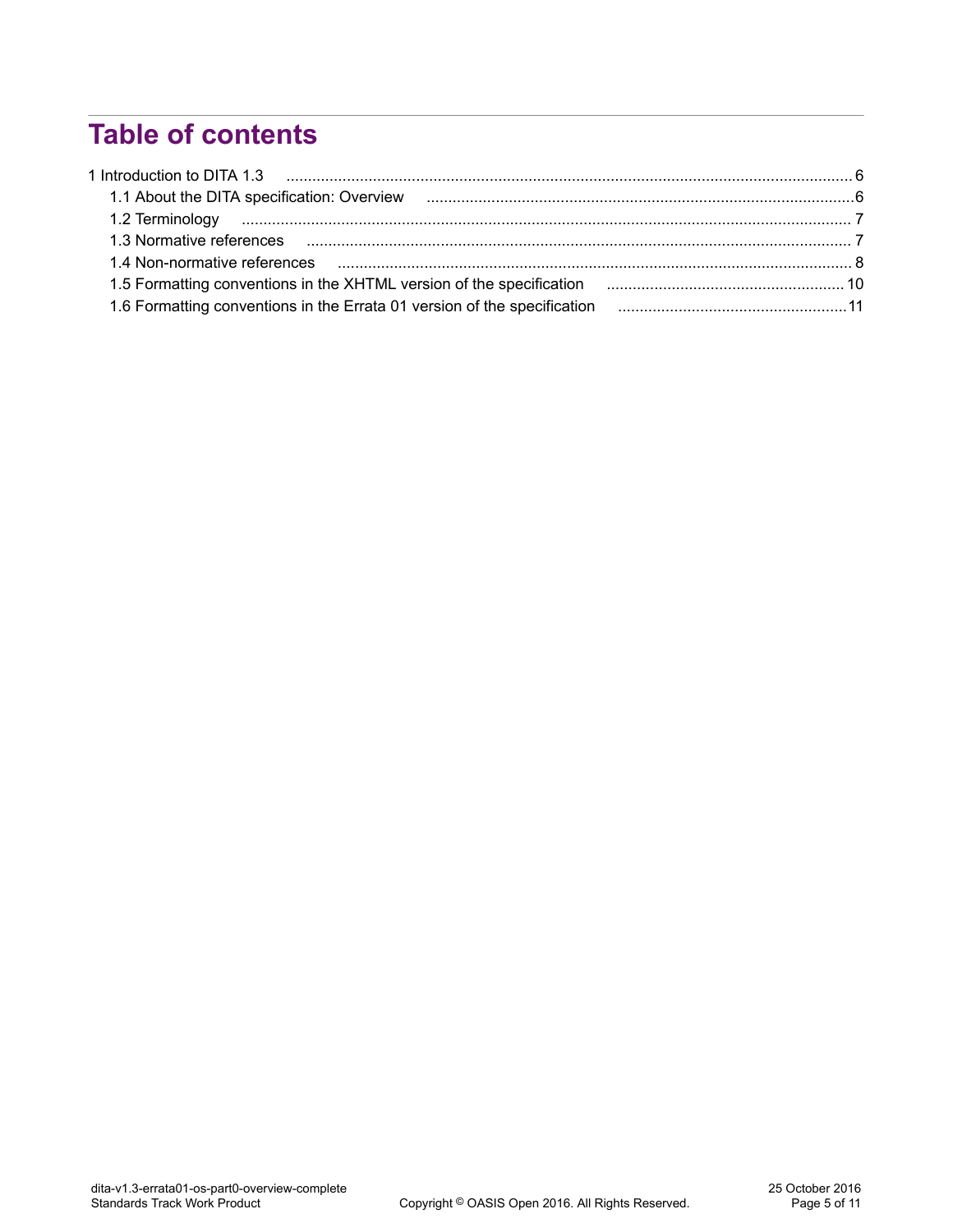# Table of contents

- 1 Introduction to DITA 1.3 .......... 6
  - 1.1 About the DITA specification: Overview .......... 6
  - 1.2 Terminology .......... 7
  - 1.3 Normative references .......... 7
  - 1.4 Non-normative references .......... 8
  - 1.5 Formatting conventions in the XHTML version of the specification .......... 10
  - 1.6 Formatting conventions in the Errata 01 version of the specification .......... 11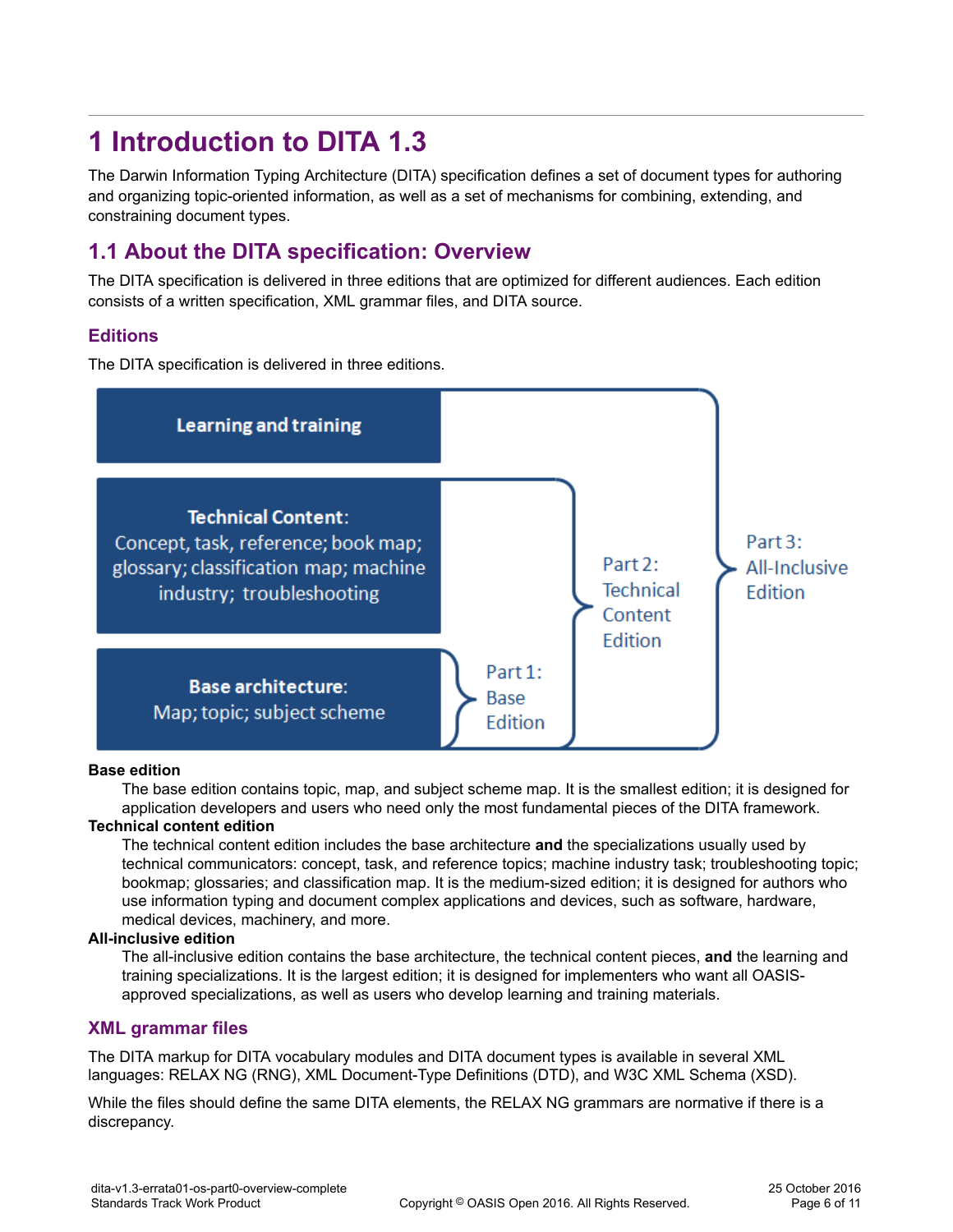# 1 Introduction to DITA 1.3

The Darwin Information Typing Architecture (DITA) specification defines a set of document types for authoring and organizing topic-oriented information, as well as a set of mechanisms for combining, extending, and constraining document types.

## 1.1 About the DITA specification: Overview

The DITA specification is delivered in three editions that are optimized for different audiences. Each edition consists of a written specification, XML grammar files, and DITA source.

### Editions

The DITA specification is delivered in three editions.

**Learning and training**

**Technical Content:** Concept, task, reference; book map; glossary; classification map; machine industry; troubleshooting

**Base architecture:** Map; topic; subject scheme

Part 1: Base Edition

Part 2: Technical Content Edition

Part 3: All-Inclusive Edition

**Base edition**
: The base edition contains topic, map, and subject scheme map. It is the smallest edition; it is designed for application developers and users who need only the most fundamental pieces of the DITA framework.

**Technical content edition**
: The technical content edition includes the base architecture **and** the specializations usually used by technical communicators: concept, task, and reference topics; machine industry task; troubleshooting topic; bookmap; glossaries; and classification map. It is the medium-sized edition; it is designed for authors who use information typing and document complex applications and devices, such as software, hardware, medical devices, machinery, and more.

**All-inclusive edition**
: The all-inclusive edition contains the base architecture, the technical content pieces, **and** the learning and training specializations. It is the largest edition; it is designed for implementers who want all OASIS-approved specializations, as well as users who develop learning and training materials.

### XML grammar files

The DITA markup for DITA vocabulary modules and DITA document types is available in several XML languages: RELAX NG (RNG), XML Document-Type Definitions (DTD), and W3C XML Schema (XSD).

While the files should define the same DITA elements, the RELAX NG grammars are normative if there is a discrepancy.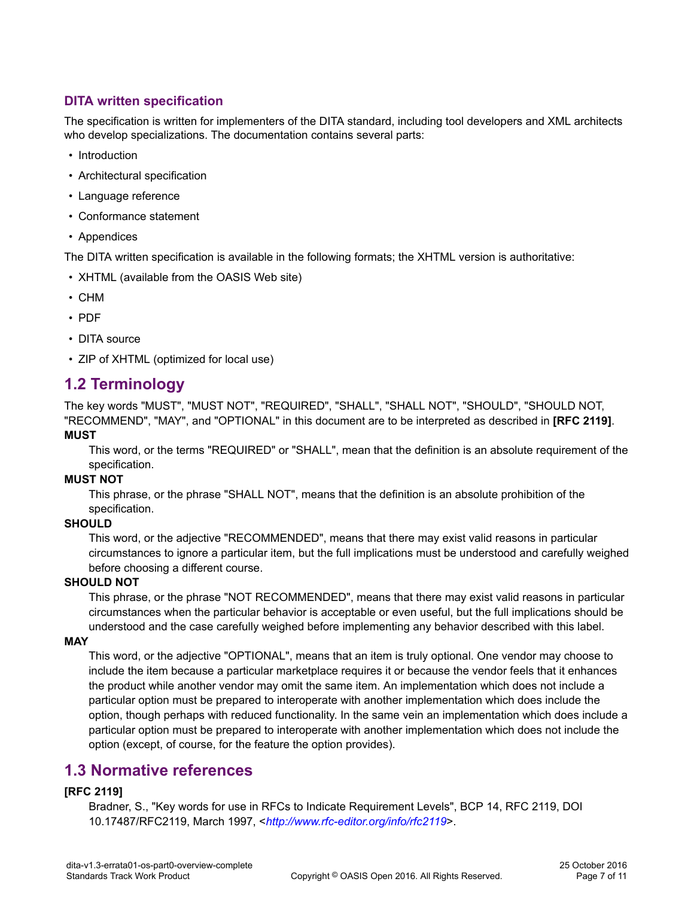### DITA written specification

The specification is written for implementers of the DITA standard, including tool developers and XML architects who develop specializations. The documentation contains several parts:

- Introduction
- Architectural specification
- Language reference
- Conformance statement
- Appendices

The DITA written specification is available in the following formats; the XHTML version is authoritative:

- XHTML (available from the OASIS Web site)
- CHM
- PDF
- DITA source
- ZIP of XHTML (optimized for local use)

## 1.2 Terminology

The key words "MUST", "MUST NOT", "REQUIRED", "SHALL", "SHALL NOT", "SHOULD", "SHOULD NOT, "RECOMMEND", "MAY", and "OPTIONAL" in this document are to be interpreted as described in **[RFC 2119]**.

**MUST**

This word, or the terms "REQUIRED" or "SHALL", mean that the definition is an absolute requirement of the specification.

**MUST NOT**

This phrase, or the phrase "SHALL NOT", means that the definition is an absolute prohibition of the specification.

**SHOULD**

This word, or the adjective "RECOMMENDED", means that there may exist valid reasons in particular circumstances to ignore a particular item, but the full implications must be understood and carefully weighed before choosing a different course.

**SHOULD NOT**

This phrase, or the phrase "NOT RECOMMENDED", means that there may exist valid reasons in particular circumstances when the particular behavior is acceptable or even useful, but the full implications should be understood and the case carefully weighed before implementing any behavior described with this label.

**MAY**

This word, or the adjective "OPTIONAL", means that an item is truly optional. One vendor may choose to include the item because a particular marketplace requires it or because the vendor feels that it enhances the product while another vendor may omit the same item. An implementation which does not include a particular option must be prepared to interoperate with another implementation which does include the option, though perhaps with reduced functionality. In the same vein an implementation which does include a particular option must be prepared to interoperate with another implementation which does not include the option (except, of course, for the feature the option provides).

## 1.3 Normative references

**[RFC 2119]**

Bradner, S., "Key words for use in RFCs to Indicate Requirement Levels", BCP 14, RFC 2119, DOI 10.17487/RFC2119, March 1997, <*http://www.rfc-editor.org/info/rfc2119*>.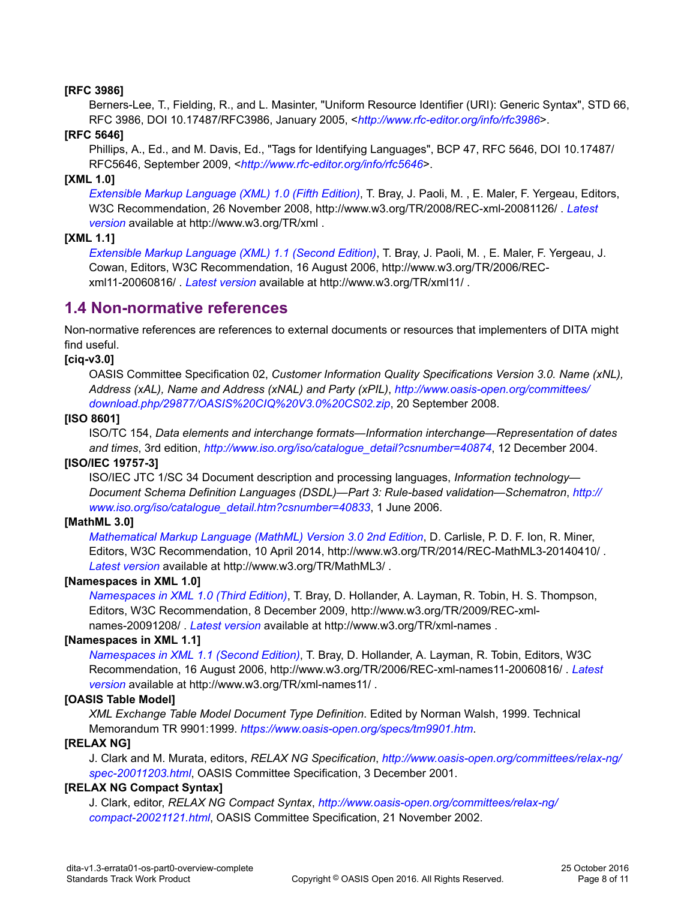**[RFC 3986]**

Berners-Lee, T., Fielding, R., and L. Masinter, "Uniform Resource Identifier (URI): Generic Syntax", STD 66, RFC 3986, DOI 10.17487/RFC3986, January 2005, <*http://www.rfc-editor.org/info/rfc3986*>.

**[RFC 5646]**

Phillips, A., Ed., and M. Davis, Ed., "Tags for Identifying Languages", BCP 47, RFC 5646, DOI 10.17487/RFC5646, September 2009, <*http://www.rfc-editor.org/info/rfc5646*>.

**[XML 1.0]**

*Extensible Markup Language (XML) 1.0 (Fifth Edition)*, T. Bray, J. Paoli, M. , E. Maler, F. Yergeau, Editors, W3C Recommendation, 26 November 2008, http://www.w3.org/TR/2008/REC-xml-20081126/ . *Latest version* available at http://www.w3.org/TR/xml .

**[XML 1.1]**

*Extensible Markup Language (XML) 1.1 (Second Edition)*, T. Bray, J. Paoli, M. , E. Maler, F. Yergeau, J. Cowan, Editors, W3C Recommendation, 16 August 2006, http://www.w3.org/TR/2006/REC-xml11-20060816/ . *Latest version* available at http://www.w3.org/TR/xml11/ .

## 1.4 Non-normative references

Non-normative references are references to external documents or resources that implementers of DITA might find useful.

**[ciq-v3.0]**

OASIS Committee Specification 02, *Customer Information Quality Specifications Version 3.0. Name (xNL), Address (xAL), Name and Address (xNAL) and Party (xPIL)*, *http://www.oasis-open.org/committees/download.php/29877/OASIS%20CIQ%20V3.0%20CS02.zip*, 20 September 2008.

**[ISO 8601]**

ISO/TC 154, *Data elements and interchange formats—Information interchange—Representation of dates and times*, 3rd edition, *http://www.iso.org/iso/catalogue_detail?csnumber=40874*, 12 December 2004.

**[ISO/IEC 19757-3]**

ISO/IEC JTC 1/SC 34 Document description and processing languages, *Information technology—Document Schema Definition Languages (DSDL)—Part 3: Rule-based validation—Schematron*, *http://www.iso.org/iso/catalogue_detail.htm?csnumber=40833*, 1 June 2006.

**[MathML 3.0]**

*Mathematical Markup Language (MathML) Version 3.0 2nd Edition*, D. Carlisle, P. D. F. Ion, R. Miner, Editors, W3C Recommendation, 10 April 2014, http://www.w3.org/TR/2014/REC-MathML3-20140410/ . *Latest version* available at http://www.w3.org/TR/MathML3/ .

**[Namespaces in XML 1.0]**

*Namespaces in XML 1.0 (Third Edition)*, T. Bray, D. Hollander, A. Layman, R. Tobin, H. S. Thompson, Editors, W3C Recommendation, 8 December 2009, http://www.w3.org/TR/2009/REC-xml-names-20091208/ . *Latest version* available at http://www.w3.org/TR/xml-names .

**[Namespaces in XML 1.1]**

*Namespaces in XML 1.1 (Second Edition)*, T. Bray, D. Hollander, A. Layman, R. Tobin, Editors, W3C Recommendation, 16 August 2006, http://www.w3.org/TR/2006/REC-xml-names11-20060816/ . *Latest version* available at http://www.w3.org/TR/xml-names11/ .

**[OASIS Table Model]**

*XML Exchange Table Model Document Type Definition*. Edited by Norman Walsh, 1999. Technical Memorandum TR 9901:1999. *https://www.oasis-open.org/specs/tm9901.htm*.

**[RELAX NG]**

J. Clark and M. Murata, editors, *RELAX NG Specification*, *http://www.oasis-open.org/committees/relax-ng/spec-20011203.html*, OASIS Committee Specification, 3 December 2001.

**[RELAX NG Compact Syntax]**

J. Clark, editor, *RELAX NG Compact Syntax*, *http://www.oasis-open.org/committees/relax-ng/compact-20021121.html*, OASIS Committee Specification, 21 November 2002.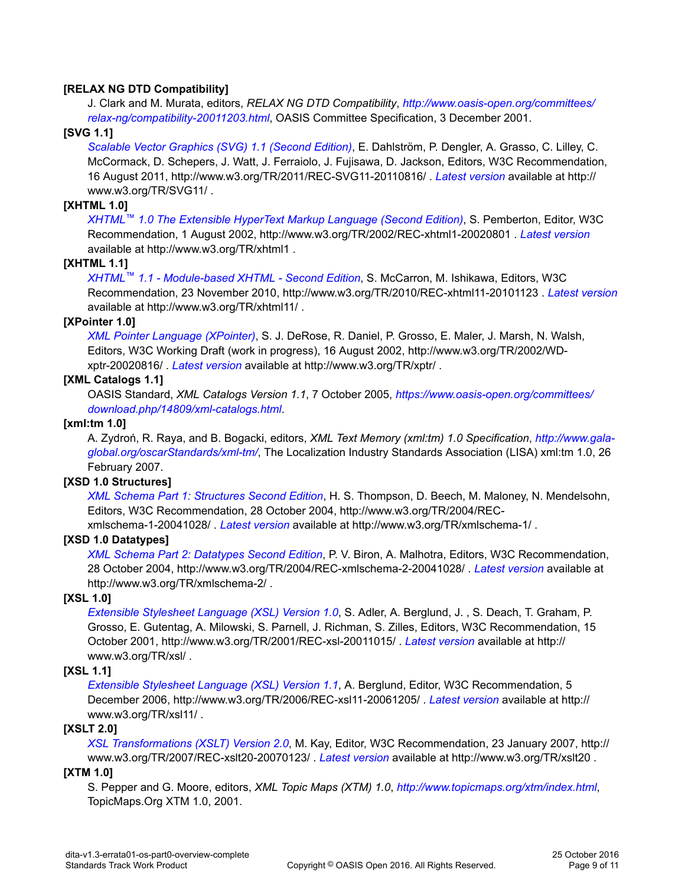**[RELAX NG DTD Compatibility]**

J. Clark and M. Murata, editors, *RELAX NG DTD Compatibility*, *http://www.oasis-open.org/committees/relax-ng/compatibility-20011203.html*, OASIS Committee Specification, 3 December 2001.

**[SVG 1.1]**

*Scalable Vector Graphics (SVG) 1.1 (Second Edition)*, E. Dahlström, P. Dengler, A. Grasso, C. Lilley, C. McCormack, D. Schepers, J. Watt, J. Ferraiolo, J. Fujisawa, D. Jackson, Editors, W3C Recommendation, 16 August 2011, http://www.w3.org/TR/2011/REC-SVG11-20110816/ . *Latest version* available at http://www.w3.org/TR/SVG11/ .

**[XHTML 1.0]**

*XHTML™ 1.0 The Extensible HyperText Markup Language (Second Edition)*, S. Pemberton, Editor, W3C Recommendation, 1 August 2002, http://www.w3.org/TR/2002/REC-xhtml1-20020801 . *Latest version* available at http://www.w3.org/TR/xhtml1 .

**[XHTML 1.1]**

*XHTML™ 1.1 - Module-based XHTML - Second Edition*, S. McCarron, M. Ishikawa, Editors, W3C Recommendation, 23 November 2010, http://www.w3.org/TR/2010/REC-xhtml11-20101123 . *Latest version* available at http://www.w3.org/TR/xhtml11/ .

**[XPointer 1.0]**

*XML Pointer Language (XPointer)*, S. J. DeRose, R. Daniel, P. Grosso, E. Maler, J. Marsh, N. Walsh, Editors, W3C Working Draft (work in progress), 16 August 2002, http://www.w3.org/TR/2002/WD-xptr-20020816/ . *Latest version* available at http://www.w3.org/TR/xptr/ .

**[XML Catalogs 1.1]**

OASIS Standard, *XML Catalogs Version 1.1*, 7 October 2005, *https://www.oasis-open.org/committees/download.php/14809/xml-catalogs.html*.

**[xml:tm 1.0]**

A. Zydroń, R. Raya, and B. Bogacki, editors, *XML Text Memory (xml:tm) 1.0 Specification*, *http://www.gala-global.org/oscarStandards/xml-tm/*, The Localization Industry Standards Association (LISA) xml:tm 1.0, 26 February 2007.

**[XSD 1.0 Structures]**

*XML Schema Part 1: Structures Second Edition*, H. S. Thompson, D. Beech, M. Maloney, N. Mendelsohn, Editors, W3C Recommendation, 28 October 2004, http://www.w3.org/TR/2004/REC-xmlschema-1-20041028/ . *Latest version* available at http://www.w3.org/TR/xmlschema-1/ .

**[XSD 1.0 Datatypes]**

*XML Schema Part 2: Datatypes Second Edition*, P. V. Biron, A. Malhotra, Editors, W3C Recommendation, 28 October 2004, http://www.w3.org/TR/2004/REC-xmlschema-2-20041028/ . *Latest version* available at http://www.w3.org/TR/xmlschema-2/ .

**[XSL 1.0]**

*Extensible Stylesheet Language (XSL) Version 1.0*, S. Adler, A. Berglund, J. , S. Deach, T. Graham, P. Grosso, E. Gutentag, A. Milowski, S. Parnell, J. Richman, S. Zilles, Editors, W3C Recommendation, 15 October 2001, http://www.w3.org/TR/2001/REC-xsl-20011015/ . *Latest version* available at http://www.w3.org/TR/xsl/ .

**[XSL 1.1]**

*Extensible Stylesheet Language (XSL) Version 1.1*, A. Berglund, Editor, W3C Recommendation, 5 December 2006, http://www.w3.org/TR/2006/REC-xsl11-20061205/ . *Latest version* available at http://www.w3.org/TR/xsl11/ .

**[XSLT 2.0]**

*XSL Transformations (XSLT) Version 2.0*, M. Kay, Editor, W3C Recommendation, 23 January 2007, http://www.w3.org/TR/2007/REC-xslt20-20070123/ . *Latest version* available at http://www.w3.org/TR/xslt20 .

**[XTM 1.0]**

S. Pepper and G. Moore, editors, *XML Topic Maps (XTM) 1.0*, *http://www.topicmaps.org/xtm/index.html*, TopicMaps.Org XTM 1.0, 2001.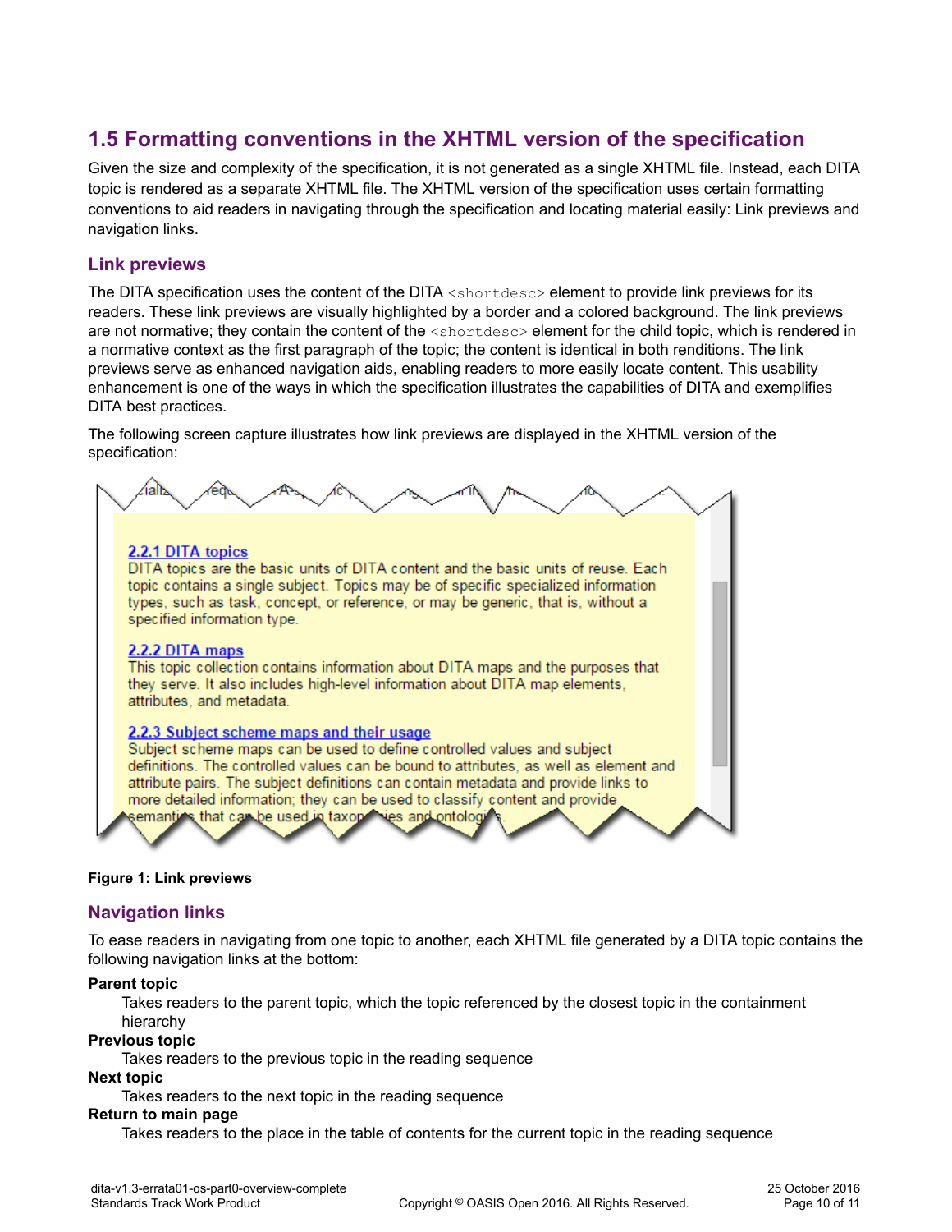## 1.5 Formatting conventions in the XHTML version of the specification

Given the size and complexity of the specification, it is not generated as a single XHTML file. Instead, each DITA topic is rendered as a separate XHTML file. The XHTML version of the specification uses certain formatting conventions to aid readers in navigating through the specification and locating material easily: Link previews and navigation links.

### Link previews

The DITA specification uses the content of the DITA `<shortdesc>` element to provide link previews for its readers. These link previews are visually highlighted by a border and a colored background. The link previews are not normative; they contain the content of the `<shortdesc>` element for the child topic, which is rendered in a normative context as the first paragraph of the topic; the content is identical in both renditions. The link previews serve as enhanced navigation aids, enabling readers to more easily locate content. This usability enhancement is one of the ways in which the specification illustrates the capabilities of DITA and exemplifies DITA best practices.

The following screen capture illustrates how link previews are displayed in the XHTML version of the specification:

2.2.1 DITA topics
DITA topics are the basic units of DITA content and the basic units of reuse. Each topic contains a single subject. Topics may be of specific specialized information types, such as task, concept, or reference, or may be generic, that is, without a specified information type.

2.2.2 DITA maps
This topic collection contains information about DITA maps and the purposes that they serve. It also includes high-level information about DITA map elements, attributes, and metadata.

2.2.3 Subject scheme maps and their usage
Subject scheme maps can be used to define controlled values and subject definitions. The controlled values can be bound to attributes, as well as element and attribute pairs. The subject definitions can contain metadata and provide links to more detailed information; they can be used to classify content and provide semantics that can be used in taxonomies and ontologies.

**Figure 1: Link previews**

### Navigation links

To ease readers in navigating from one topic to another, each XHTML file generated by a DITA topic contains the following navigation links at the bottom:

**Parent topic**
: Takes readers to the parent topic, which the topic referenced by the closest topic in the containment hierarchy

**Previous topic**
: Takes readers to the previous topic in the reading sequence

**Next topic**
: Takes readers to the next topic in the reading sequence

**Return to main page**
: Takes readers to the place in the table of contents for the current topic in the reading sequence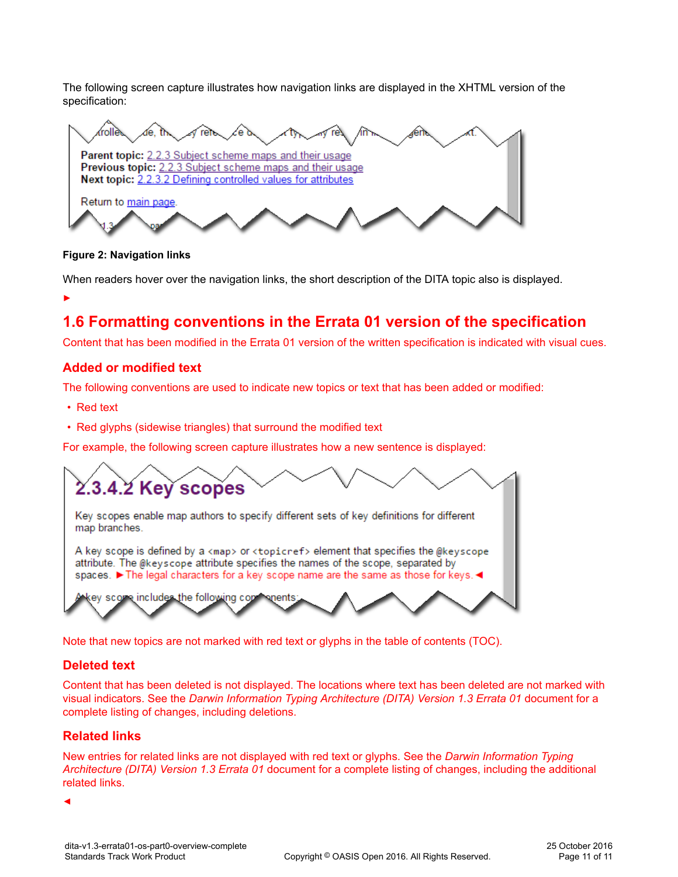The following screen capture illustrates how navigation links are displayed in the XHTML version of the specification:

Figure 2: Navigation links

When readers hover over the navigation links, the short description of the DITA topic also is displayed.

►

## 1.6 Formatting conventions in the Errata 01 version of the specification

Content that has been modified in the Errata 01 version of the written specification is indicated with visual cues.

### Added or modified text

The following conventions are used to indicate new topics or text that has been added or modified:

- Red text
- Red glyphs (sidewise triangles) that surround the modified text

For example, the following screen capture illustrates how a new sentence is displayed:

Note that new topics are not marked with red text or glyphs in the table of contents (TOC).

### Deleted text

Content that has been deleted is not displayed. The locations where text has been deleted are not marked with visual indicators. See the *Darwin Information Typing Architecture (DITA) Version 1.3 Errata 01* document for a complete listing of changes, including deletions.

### Related links

New entries for related links are not displayed with red text or glyphs. See the *Darwin Information Typing Architecture (DITA) Version 1.3 Errata 01* document for a complete listing of changes, including the additional related links.

◄